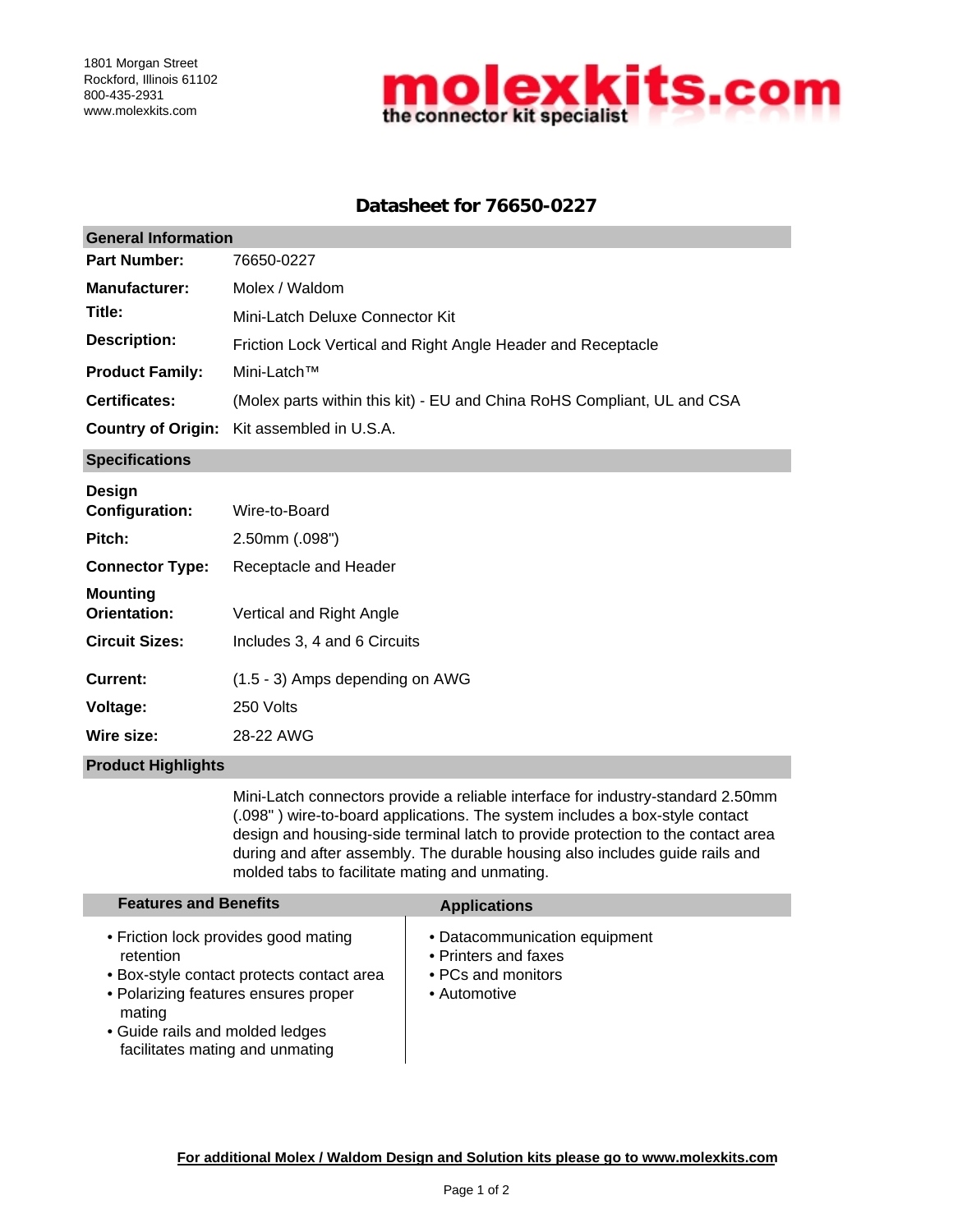1801 Morgan Street
Rockford, Illinois 61102
800-435-2931
www.molexkits.com

**molexkits.com**
**the connector kit specialist**

# Datasheet for 76650-0227

## General Information

| | |
|---|---|
| **Part Number:** | 76650-0227 |
| **Manufacturer:** | Molex / Waldom |
| **Title:** | Mini-Latch Deluxe Connector Kit |
| **Description:** | Friction Lock Vertical and Right Angle Header and Receptacle |
| **Product Family:** | Mini-Latch™ |
| **Certificates:** | (Molex parts within this kit) - EU and China RoHS Compliant, UL and CSA |
| **Country of Origin:** | Kit assembled in U.S.A. |

## Specifications

| | |
|---|---|
| **Design Configuration:** | Wire-to-Board |
| **Pitch:** | 2.50mm (.098") |
| **Connector Type:** | Receptacle and Header |
| **Mounting Orientation:** | Vertical and Right Angle |
| **Circuit Sizes:** | Includes 3, 4 and 6 Circuits |
| **Current:** | (1.5 - 3) Amps depending on AWG |
| **Voltage:** | 250 Volts |
| **Wire size:** | 28-22 AWG |

## Product Highlights

Mini-Latch connectors provide a reliable interface for industry-standard 2.50mm (.098" ) wire-to-board applications. The system includes a box-style contact design and housing-side terminal latch to provide protection to the contact area during and after assembly. The durable housing also includes guide rails and molded tabs to facilitate mating and unmating.

## Features and Benefits

- Friction lock provides good mating retention
- Box-style contact protects contact area
- Polarizing features ensures proper mating
- Guide rails and molded ledges facilitates mating and unmating

## Applications

- Datacommunication equipment
- Printers and faxes
- PCs and monitors
- Automotive

**For additional Molex / Waldom Design and Solution kits please go to www.molexkits.com**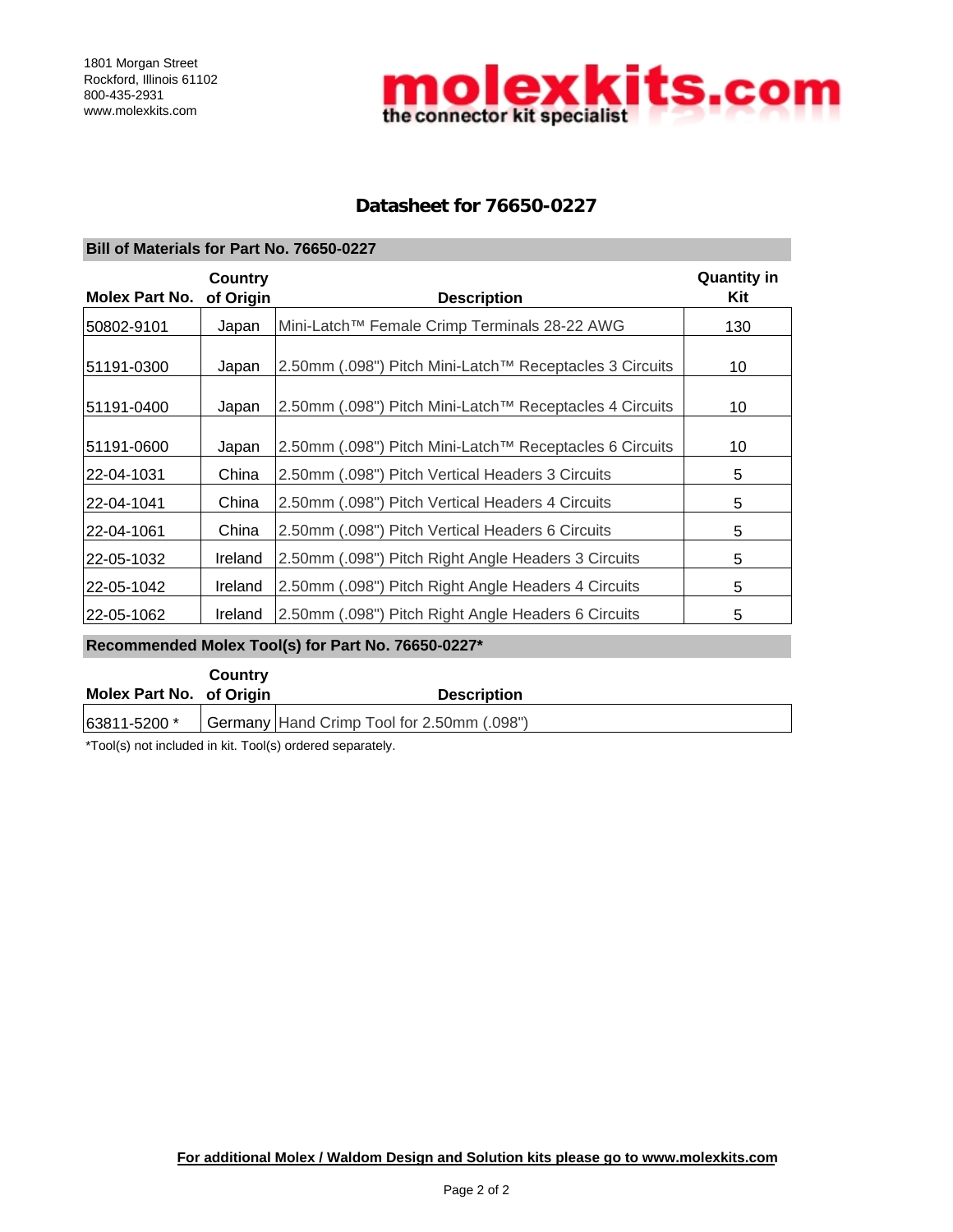1801 Morgan Street
Rockford, Illinois 61102
800-435-2931
www.molexkits.com

**molexkits.com**
**the connector kit specialist**

# Datasheet for 76650-0227

## Bill of Materials for Part No. 76650-0227

| Molex Part No. | Country of Origin | Description | Quantity in Kit |
|---|---|---|---|
| 50802-9101 | Japan | Mini-Latch™ Female Crimp Terminals 28-22 AWG | 130 |
| 51191-0300 | Japan | 2.50mm (.098") Pitch Mini-Latch™ Receptacles 3 Circuits | 10 |
| 51191-0400 | Japan | 2.50mm (.098") Pitch Mini-Latch™ Receptacles 4 Circuits | 10 |
| 51191-0600 | Japan | 2.50mm (.098") Pitch Mini-Latch™ Receptacles 6 Circuits | 10 |
| 22-04-1031 | China | 2.50mm (.098") Pitch Vertical Headers 3 Circuits | 5 |
| 22-04-1041 | China | 2.50mm (.098") Pitch Vertical Headers 4 Circuits | 5 |
| 22-04-1061 | China | 2.50mm (.098") Pitch Vertical Headers 6 Circuits | 5 |
| 22-05-1032 | Ireland | 2.50mm (.098") Pitch Right Angle Headers 3 Circuits | 5 |
| 22-05-1042 | Ireland | 2.50mm (.098") Pitch Right Angle Headers 4 Circuits | 5 |
| 22-05-1062 | Ireland | 2.50mm (.098") Pitch Right Angle Headers 6 Circuits | 5 |

## Recommended Molex Tool(s) for Part No. 76650-0227*

| Molex Part No. | Country of Origin | Description |
|---|---|---|
| 63811-5200 * | Germany | Hand Crimp Tool for 2.50mm (.098") |

*Tool(s) not included in kit. Tool(s) ordered separately.

**For additional Molex / Waldom Design and Solution kits please go to www.molexkits.com**